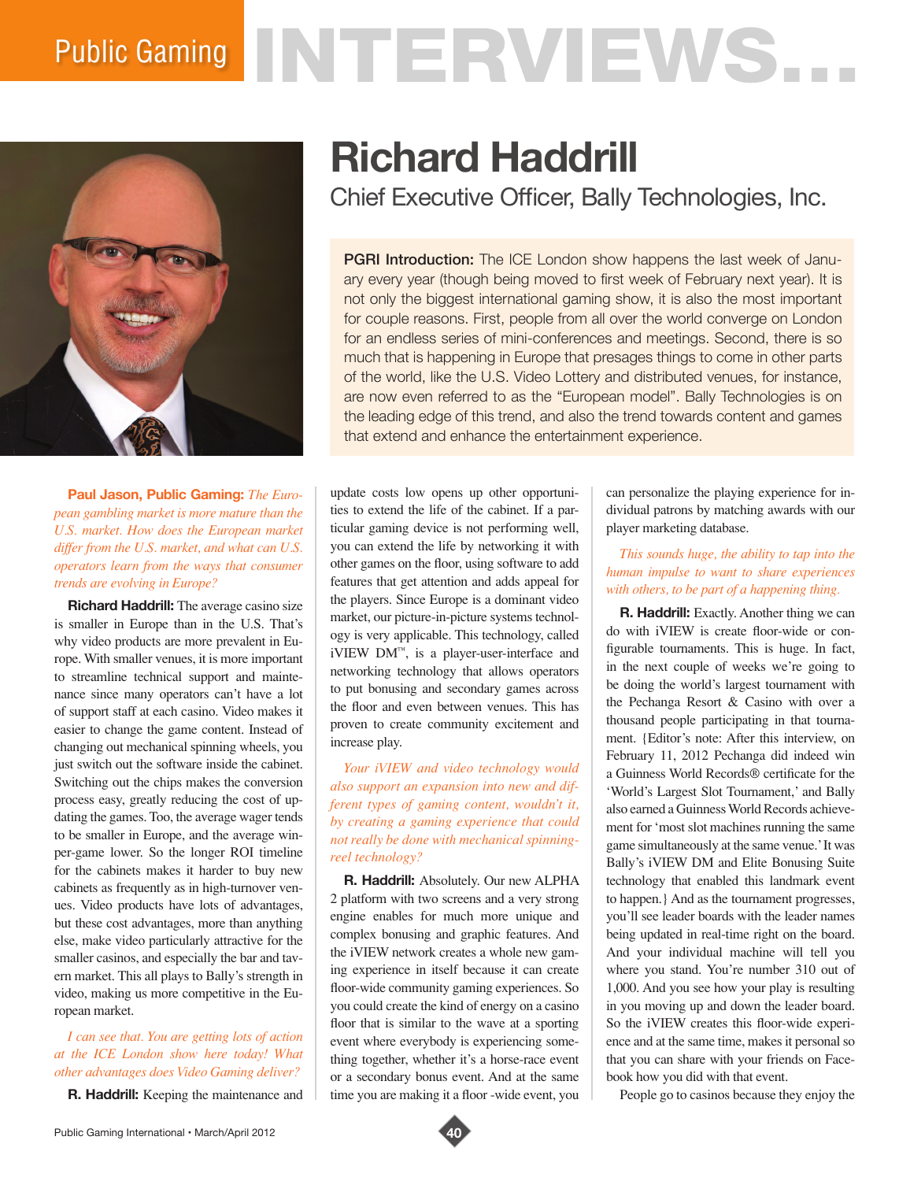# Public Gaming INTERVIEWS...

## Richard Haddrill

### Chief Executive Officer, Bally Technologies, Inc.

**PGRI Introduction:** The ICE London show happens the last week of January every year (though being moved to first week of February next year). It is not only the biggest international gaming show, it is also the most important for couple reasons. First, people from all over the world converge on London for an endless series of mini-conferences and meetings. Second, there is so much that is happening in Europe that presages things to come in other parts of the world, like the U.S. Video Lottery and distributed venues, for instance, are now even referred to as the "European model". Bally Technologies is on the leading edge of this trend, and also the trend towards content and games that extend and enhance the entertainment experience.

**Paul Jason, Public Gaming:** *The European gambling market is more mature than the U.S. market. How does the European market differ from the U.S. market, and what can U.S. operators learn from the ways that consumer trends are evolving in Europe?*

**Richard Haddrill:** The average casino size is smaller in Europe than in the U.S. That's why video products are more prevalent in Europe. With smaller venues, it is more important to streamline technical support and maintenance since many operators can't have a lot of support staff at each casino. Video makes it easier to change the game content. Instead of changing out mechanical spinning wheels, you just switch out the software inside the cabinet. Switching out the chips makes the conversion process easy, greatly reducing the cost of updating the games. Too, the average wager tends to be smaller in Europe, and the average win-per-game lower. So the longer ROI timeline for the cabinets makes it harder to buy new cabinets as frequently as in high-turnover venues. Video products have lots of advantages, but these cost advantages, more than anything else, make video particularly attractive for the smaller casinos, and especially the bar and tavern market. This all plays to Bally's strength in video, making us more competitive in the European market.

*I can see that. You are getting lots of action at the ICE London show here today! What other advantages does Video Gaming deliver?*

**R. Haddrill:** Keeping the maintenance and update costs low opens up other opportunities to extend the life of the cabinet. If a particular gaming device is not performing well, you can extend the life by networking it with other games on the floor, using software to add features that get attention and adds appeal for the players. Since Europe is a dominant video market, our picture-in-picture systems technology is very applicable. This technology, called iVIEW DM™, is a player-user-interface and networking technology that allows operators to put bonusing and secondary games across the floor and even between venues. This has proven to create community excitement and increase play.

*Your iVIEW and video technology would also support an expansion into new and different types of gaming content, wouldn't it, by creating a gaming experience that could not really be done with mechanical spinning-reel technology?*

**R. Haddrill:** Absolutely. Our new ALPHA 2 platform with two screens and a very strong engine enables for much more unique and complex bonusing and graphic features. And the iVIEW network creates a whole new gaming experience in itself because it can create floor-wide community gaming experiences. So you could create the kind of energy on a casino floor that is similar to the wave at a sporting event where everybody is experiencing something together, whether it's a horse-race event or a secondary bonus event. And at the same time you are making it a floor -wide event, you can personalize the playing experience for individual patrons by matching awards with our player marketing database.

*This sounds huge, the ability to tap into the human impulse to want to share experiences with others, to be part of a happening thing.*

**R. Haddrill:** Exactly. Another thing we can do with iVIEW is create floor-wide or configurable tournaments. This is huge. In fact, in the next couple of weeks we're going to be doing the world's largest tournament with the Pechanga Resort & Casino with over a thousand people participating in that tournament. {Editor's note: After this interview, on February 11, 2012 Pechanga did indeed win a Guinness World Records® certificate for the 'World's Largest Slot Tournament,' and Bally also earned a Guinness World Records achievement for 'most slot machines running the same game simultaneously at the same venue.' It was Bally's iVIEW DM and Elite Bonusing Suite technology that enabled this landmark event to happen.} And as the tournament progresses, you'll see leader boards with the leader names being updated in real-time right on the board. And your individual machine will tell you where you stand. You're number 310 out of 1,000. And you see how your play is resulting in you moving up and down the leader board. So the iVIEW creates this floor-wide experience and at the same time, makes it personal so that you can share with your friends on Facebook how you did with that event.

People go to casinos because they enjoy the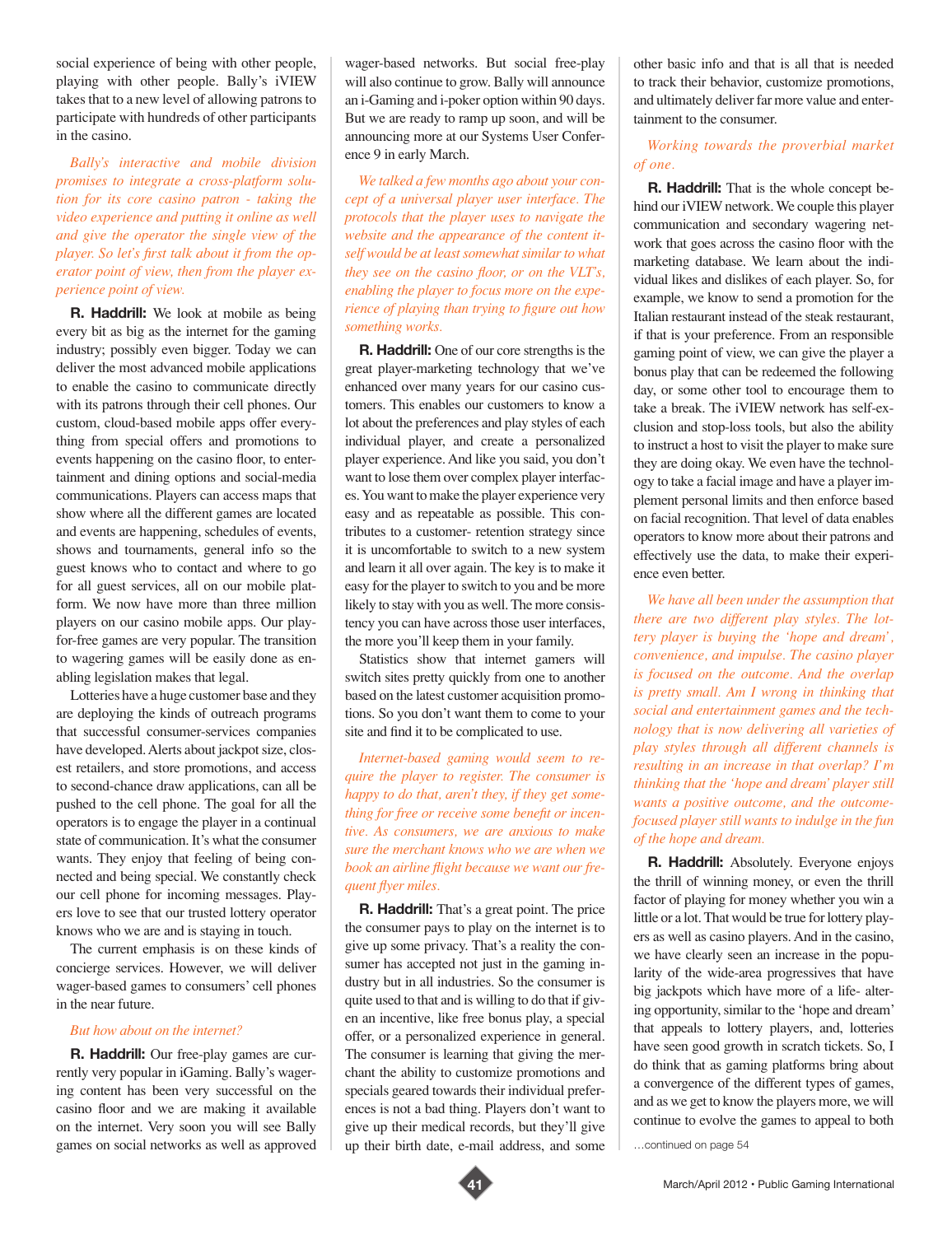social experience of being with other people, playing with other people. Bally's iVIEW takes that to a new level of allowing patrons to participate with hundreds of other participants in the casino.

*Bally's interactive and mobile division promises to integrate a cross-platform solution for its core casino patron - taking the video experience and putting it online as well and give the operator the single view of the player. So let's first talk about it from the operator point of view, then from the player experience point of view.*

**R. Haddrill:** We look at mobile as being every bit as big as the internet for the gaming industry; possibly even bigger. Today we can deliver the most advanced mobile applications to enable the casino to communicate directly with its patrons through their cell phones. Our custom, cloud-based mobile apps offer everything from special offers and promotions to events happening on the casino floor, to entertainment and dining options and social-media communications. Players can access maps that show where all the different games are located and events are happening, schedules of events, shows and tournaments, general info so the guest knows who to contact and where to go for all guest services, all on our mobile platform. We now have more than three million players on our casino mobile apps. Our play-for-free games are very popular. The transition to wagering games will be easily done as enabling legislation makes that legal.

Lotteries have a huge customer base and they are deploying the kinds of outreach programs that successful consumer-services companies have developed. Alerts about jackpot size, closest retailers, and store promotions, and access to second-chance draw applications, can all be pushed to the cell phone. The goal for all the operators is to engage the player in a continual state of communication. It's what the consumer wants. They enjoy that feeling of being connected and being special. We constantly check our cell phone for incoming messages. Players love to see that our trusted lottery operator knows who we are and is staying in touch.

The current emphasis is on these kinds of concierge services. However, we will deliver wager-based games to consumers' cell phones in the near future.

*But how about on the internet?*

**R. Haddrill:** Our free-play games are currently very popular in iGaming. Bally's wagering content has been very successful on the casino floor and we are making it available on the internet. Very soon you will see Bally games on social networks as well as approved wager-based networks. But social free-play will also continue to grow. Bally will announce an i-Gaming and i-poker option within 90 days. But we are ready to ramp up soon, and will be announcing more at our Systems User Conference 9 in early March.

*We talked a few months ago about your concept of a universal player user interface. The protocols that the player uses to navigate the website and the appearance of the content itself would be at least somewhat similar to what they see on the casino floor, or on the VLT's, enabling the player to focus more on the experience of playing than trying to figure out how something works.*

**R. Haddrill:** One of our core strengths is the great player-marketing technology that we've enhanced over many years for our casino customers. This enables our customers to know a lot about the preferences and play styles of each individual player, and create a personalized player experience. And like you said, you don't want to lose them over complex player interfaces. You want to make the player experience very easy and as repeatable as possible. This contributes to a customer- retention strategy since it is uncomfortable to switch to a new system and learn it all over again. The key is to make it easy for the player to switch to you and be more likely to stay with you as well. The more consistency you can have across those user interfaces, the more you'll keep them in your family.

Statistics show that internet gamers will switch sites pretty quickly from one to another based on the latest customer acquisition promotions. So you don't want them to come to your site and find it to be complicated to use.

*Internet-based gaming would seem to require the player to register. The consumer is happy to do that, aren't they, if they get something for free or receive some benefit or incentive. As consumers, we are anxious to make sure the merchant knows who we are when we book an airline flight because we want our frequent flyer miles.*

**R. Haddrill:** That's a great point. The price the consumer pays to play on the internet is to give up some privacy. That's a reality the consumer has accepted not just in the gaming industry but in all industries. So the consumer is quite used to that and is willing to do that if given an incentive, like free bonus play, a special offer, or a personalized experience in general. The consumer is learning that giving the merchant the ability to customize promotions and specials geared towards their individual preferences is not a bad thing. Players don't want to give up their medical records, but they'll give up their birth date, e-mail address, and some other basic info and that is all that is needed to track their behavior, customize promotions, and ultimately deliver far more value and entertainment to the consumer.

*Working towards the proverbial market of one.*

**R. Haddrill:** That is the whole concept behind our iVIEW network. We couple this player communication and secondary wagering network that goes across the casino floor with the marketing database. We learn about the individual likes and dislikes of each player. So, for example, we know to send a promotion for the Italian restaurant instead of the steak restaurant, if that is your preference. From an responsible gaming point of view, we can give the player a bonus play that can be redeemed the following day, or some other tool to encourage them to take a break. The iVIEW network has self-exclusion and stop-loss tools, but also the ability to instruct a host to visit the player to make sure they are doing okay. We even have the technology to take a facial image and have a player implement personal limits and then enforce based on facial recognition. That level of data enables operators to know more about their patrons and effectively use the data, to make their experience even better.

*We have all been under the assumption that there are two different play styles. The lottery player is buying the 'hope and dream', convenience, and impulse. The casino player is focused on the outcome. And the overlap is pretty small. Am I wrong in thinking that social and entertainment games and the technology that is now delivering all varieties of play styles through all different channels is resulting in an increase in that overlap? I'm thinking that the 'hope and dream' player still wants a positive outcome, and the outcome-focused player still wants to indulge in the fun of the hope and dream.*

**R. Haddrill:** Absolutely. Everyone enjoys the thrill of winning money, or even the thrill factor of playing for money whether you win a little or a lot. That would be true for lottery players as well as casino players. And in the casino, we have clearly seen an increase in the popularity of the wide-area progressives that have big jackpots which have more of a life- altering opportunity, similar to the 'hope and dream' that appeals to lottery players, and, lotteries have seen good growth in scratch tickets. So, I do think that as gaming platforms bring about a convergence of the different types of games, and as we get to know the players more, we will continue to evolve the games to appeal to both

…continued on page 54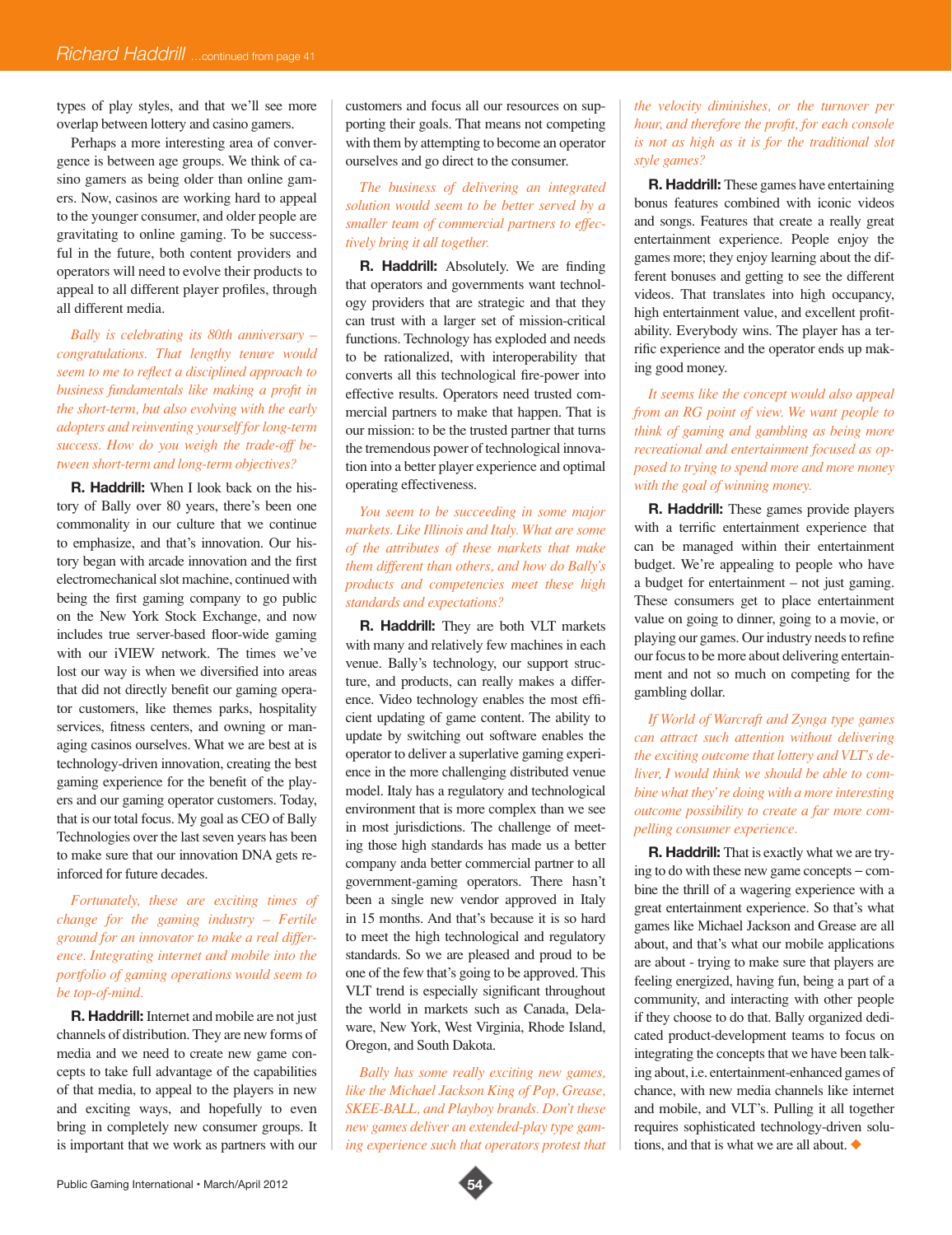types of play styles, and that we'll see more overlap between lottery and casino gamers.

Perhaps a more interesting area of convergence is between age groups. We think of casino gamers as being older than online gamers. Now, casinos are working hard to appeal to the younger consumer, and older people are gravitating to online gaming. To be successful in the future, both content providers and operators will need to evolve their products to appeal to all different player profiles, through all different media.

*Bally is celebrating its 80th anniversary – congratulations. That lengthy tenure would seem to me to reflect a disciplined approach to business fundamentals like making a profit in the short-term, but also evolving with the early adopters and reinventing yourself for long-term success. How do you weigh the trade-off between short-term and long-term objectives?*

**R. Haddrill:** When I look back on the history of Bally over 80 years, there's been one commonality in our culture that we continue to emphasize, and that's innovation. Our history began with arcade innovation and the first electromechanical slot machine, continued with being the first gaming company to go public on the New York Stock Exchange, and now includes true server-based floor-wide gaming with our iVIEW network. The times we've lost our way is when we diversified into areas that did not directly benefit our gaming operator customers, like themes parks, hospitality services, fitness centers, and owning or managing casinos ourselves. What we are best at is technology-driven innovation, creating the best gaming experience for the benefit of the players and our gaming operator customers. Today, that is our total focus. My goal as CEO of Bally Technologies over the last seven years has been to make sure that our innovation DNA gets reinforced for future decades.

*Fortunately, these are exciting times of change for the gaming industry – Fertile ground for an innovator to make a real difference. Integrating internet and mobile into the portfolio of gaming operations would seem to be top-of-mind.*

**R. Haddrill:** Internet and mobile are not just channels of distribution. They are new forms of media and we need to create new game concepts to take full advantage of the capabilities of that media, to appeal to the players in new and exciting ways, and hopefully to even bring in completely new consumer groups. It is important that we work as partners with our customers and focus all our resources on supporting their goals. That means not competing with them by attempting to become an operator ourselves and go direct to the consumer.

*The business of delivering an integrated solution would seem to be better served by a smaller team of commercial partners to effectively bring it all together.*

**R. Haddrill:** Absolutely. We are finding that operators and governments want technology providers that are strategic and that they can trust with a larger set of mission-critical functions. Technology has exploded and needs to be rationalized, with interoperability that converts all this technological fire-power into effective results. Operators need trusted commercial partners to make that happen. That is our mission: to be the trusted partner that turns the tremendous power of technological innovation into a better player experience and optimal operating effectiveness.

*You seem to be succeeding in some major markets. Like Illinois and Italy. What are some of the attributes of these markets that make them different than others, and how do Bally's products and competencies meet these high standards and expectations?*

**R. Haddrill:** They are both VLT markets with many and relatively few machines in each venue. Bally's technology, our support structure, and products, can really makes a difference. Video technology enables the most efficient updating of game content. The ability to update by switching out software enables the operator to deliver a superlative gaming experience in the more challenging distributed venue model. Italy has a regulatory and technological environment that is more complex than we see in most jurisdictions. The challenge of meeting those high standards has made us a better company anda better commercial partner to all government-gaming operators. There hasn't been a single new vendor approved in Italy in 15 months. And that's because it is so hard to meet the high technological and regulatory standards. So we are pleased and proud to be one of the few that's going to be approved. This VLT trend is especially significant throughout the world in markets such as Canada, Delaware, New York, West Virginia, Rhode Island, Oregon, and South Dakota.

*Bally has some really exciting new games, like the Michael Jackson King of Pop, Grease, SKEE-BALL, and Playboy brands. Don't these new games deliver an extended-play type gaming experience such that operators protest that the velocity diminishes, or the turnover per hour, and therefore the profit, for each console is not as high as it is for the traditional slot style games?*

**R. Haddrill:** These games have entertaining bonus features combined with iconic videos and songs. Features that create a really great entertainment experience. People enjoy the games more; they enjoy learning about the different bonuses and getting to see the different videos. That translates into high occupancy, high entertainment value, and excellent profitability. Everybody wins. The player has a terrific experience and the operator ends up making good money.

*It seems like the concept would also appeal from an RG point of view. We want people to think of gaming and gambling as being more recreational and entertainment focused as opposed to trying to spend more and more money with the goal of winning money.*

**R. Haddrill:** These games provide players with a terrific entertainment experience that can be managed within their entertainment budget. We're appealing to people who have a budget for entertainment – not just gaming. These consumers get to place entertainment value on going to dinner, going to a movie, or playing our games. Our industry needs to refine our focus to be more about delivering entertainment and not so much on competing for the gambling dollar.

*If World of Warcraft and Zynga type games can attract such attention without delivering the exciting outcome that lottery and VLT's deliver, I would think we should be able to combine what they're doing with a more interesting outcome possibility to create a far more compelling consumer experience.*

**R. Haddrill:** That is exactly what we are trying to do with these new game concepts – combine the thrill of a wagering experience with a great entertainment experience. So that's what games like Michael Jackson and Grease are all about, and that's what our mobile applications are about - trying to make sure that players are feeling energized, having fun, being a part of a community, and interacting with other people if they choose to do that. Bally organized dedicated product-development teams to focus on integrating the concepts that we have been talking about, i.e. entertainment-enhanced games of chance, with new media channels like internet and mobile, and VLT's. Pulling it all together requires sophisticated technology-driven solutions, and that is what we are all about. ◆